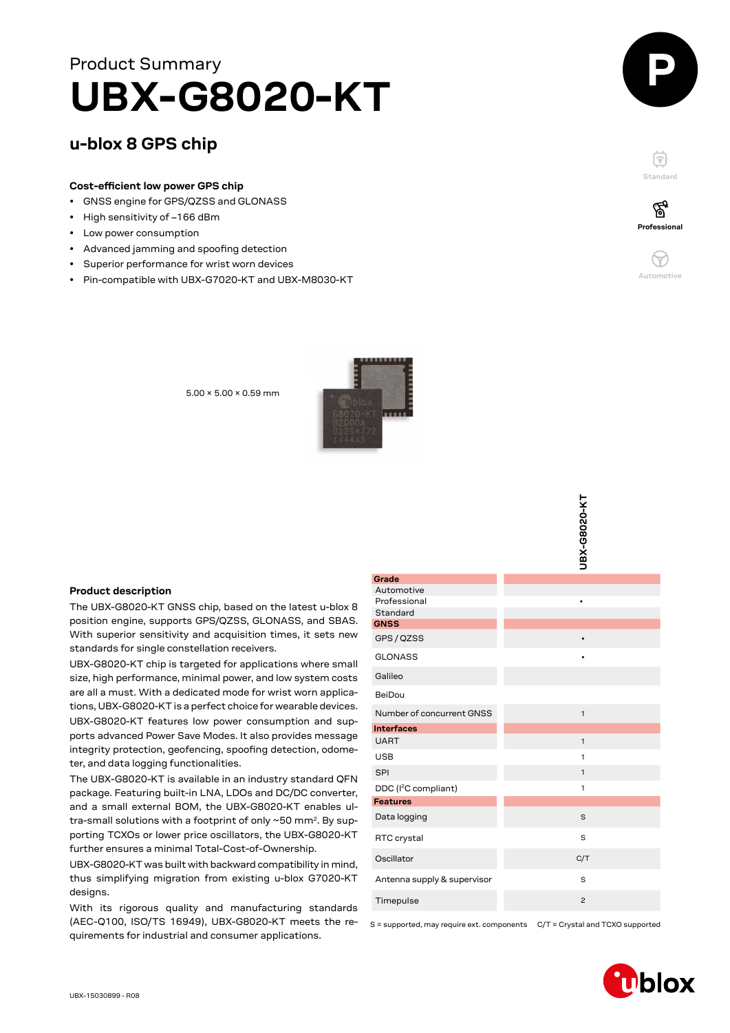Product Summary

# UBX-G8020-KT

## u-blox 8 GPS chip

### Cost-efficient low power GPS chip

- GNSS engine for GPS/QZSS and GLONASS
- High sensitivity of –166 dBm
- Low power consumption
- Advanced jamming and spoofing detection
- Superior performance for wrist worn devices
- Pin-compatible with UBX-G7020-KT and UBX-M8030-KT

Standard

Professional

Automotive

5.00 × 5.00 × 0.59 mm

### Product description

The UBX-G8020-KT GNSS chip, based on the latest u-blox 8 position engine, supports GPS/QZSS, GLONASS, and SBAS. With superior sensitivity and acquisition times, it sets new standards for single constellation receivers.

UBX-G8020-KT chip is targeted for applications where small size, high performance, minimal power, and low system costs are all a must. With a dedicated mode for wrist worn applications, UBX-G8020-KT is a perfect choice for wearable devices.

UBX-G8020-KT features low power consumption and supports advanced Power Save Modes. It also provides message integrity protection, geofencing, spoofing detection, odometer, and data logging functionalities.

The UBX-G8020-KT is available in an industry standard QFN package. Featuring built-in LNA, LDOs and DC/DC converter, and a small external BOM, the UBX-G8020-KT enables ultra-small solutions with a footprint of only ~50 mm². By supporting TCXOs or lower price oscillators, the UBX-G8020-KT further ensures a minimal Total-Cost-of-Ownership.

UBX-G8020-KT was built with backward compatibility in mind, thus simplifying migration from existing u-blox G7020-KT designs.

With its rigorous quality and manufacturing standards (AEC-Q100, ISO/TS 16949), UBX-G8020-KT meets the requirements for industrial and consumer applications.

| | UBX-G8020-KT |
|---|---|
| **Grade** | |
| Automotive | |
| Professional | • |
| Standard | |
| **GNSS** | |
| GPS / QZSS | • |
| GLONASS | • |
| Galileo | |
| BeiDou | |
| Number of concurrent GNSS | 1 |
| **Interfaces** | |
| UART | 1 |
| USB | 1 |
| SPI | 1 |
| DDC (I²C compliant) | 1 |
| **Features** | |
| Data logging | S |
| RTC crystal | S |
| Oscillator | C/T |
| Antenna supply & supervisor | S |
| Timepulse | 2 |

S = supported, may require ext. components C/T = Crystal and TCXO supported

UBX-15030899 - R08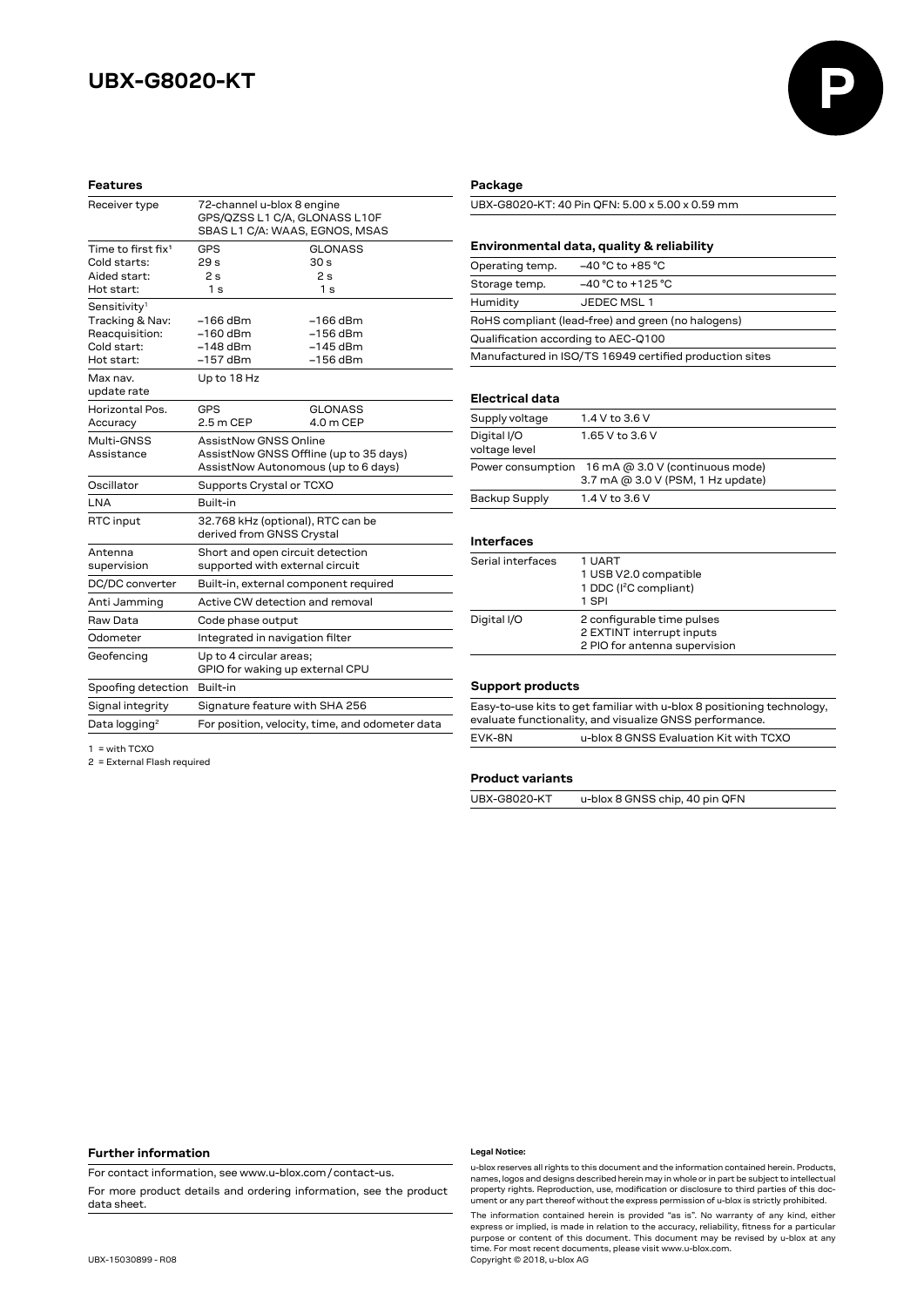# UBX-G8020-KT

P

### Features

| | | |
|---|---|---|
| Receiver type | 72-channel u-blox 8 engine<br>GPS/QZSS L1 C/A, GLONASS L10F<br>SBAS L1 C/A: WAAS, EGNOS, MSAS | |
| Time to first fix[1] | GPS | GLONASS |
| Cold starts: | 29 s | 30 s |
| Aided start: | 2 s | 2 s |
| Hot start: | 1 s | 1 s |
| Sensitivity[1] | | |
| Tracking & Nav: | –166 dBm | –166 dBm |
| Reacquisition: | –160 dBm | –156 dBm |
| Cold start: | –148 dBm | –145 dBm |
| Hot start: | –157 dBm | –156 dBm |
| Max nav. update rate | Up to 18 Hz | |
| Horizontal Pos. Accuracy | GPS<br>2.5 m CEP | GLONASS<br>4.0 m CEP |
| Multi-GNSS Assistance | AssistNow GNSS Online<br>AssistNow GNSS Offline (up to 35 days)<br>AssistNow Autonomous (up to 6 days) | |
| Oscillator | Supports Crystal or TCXO | |
| LNA | Built-in | |
| RTC input | 32.768 kHz (optional), RTC can be derived from GNSS Crystal | |
| Antenna supervision | Short and open circuit detection supported with external circuit | |
| DC/DC converter | Built-in, external component required | |
| Anti Jamming | Active CW detection and removal | |
| Raw Data | Code phase output | |
| Odometer | Integrated in navigation filter | |
| Geofencing | Up to 4 circular areas;<br>GPIO for waking up external CPU | |
| Spoofing detection | Built-in | |
| Signal integrity | Signature feature with SHA 256 | |
| Data logging[2] | For position, velocity, time, and odometer data | |

1 = with TCXO
2 = External Flash required

### Package

UBX-G8020-KT: 40 Pin QFN: 5.00 x 5.00 x 0.59 mm

### Environmental data, quality & reliability

| | |
|---|---|
| Operating temp. | –40 °C to +85 °C |
| Storage temp. | –40 °C to +125 °C |
| Humidity | JEDEC MSL 1 |
| RoHS compliant (lead-free) and green (no halogens) | |
| Qualification according to AEC-Q100 | |
| Manufactured in ISO/TS 16949 certified production sites | |

### Electrical data

| | |
|---|---|
| Supply voltage | 1.4 V to 3.6 V |
| Digital I/O voltage level | 1.65 V to 3.6 V |
| Power consumption | 16 mA @ 3.0 V (continuous mode)<br>3.7 mA @ 3.0 V (PSM, 1 Hz update) |
| Backup Supply | 1.4 V to 3.6 V |

### Interfaces

| | |
|---|---|
| Serial interfaces | 1 UART<br>1 USB V2.0 compatible<br>1 DDC (I$^2$C compliant)<br>1 SPI |
| Digital I/O | 2 configurable time pulses<br>2 EXTINT interrupt inputs<br>2 PIO for antenna supervision |

### Support products

Easy-to-use kits to get familiar with u-blox 8 positioning technology, evaluate functionality, and visualize GNSS performance.

| | |
|---|---|
| EVK-8N | u-blox 8 GNSS Evaluation Kit with TCXO |

### Product variants

| | |
|---|---|
| UBX-G8020-KT | u-blox 8 GNSS chip, 40 pin QFN |

### Further information

For contact information, see www.u-blox.com / contact-us.

For more product details and ordering information, see the product data sheet.

UBX-15030899 - R08

**Legal Notice:**

u-blox reserves all rights to this document and the information contained herein. Products, names, logos and designs described herein may in whole or in part be subject to intellectual property rights. Reproduction, use, modification or disclosure to third parties of this document or any part thereof without the express permission of u-blox is strictly prohibited.

The information contained herein is provided "as is". No warranty of any kind, either express or implied, is made in relation to the accuracy, reliability, fitness for a particular purpose or content of this document. This document may be revised by u-blox at any time. For most recent documents, please visit www.u-blox.com.
Copyright © 2018, u-blox AG